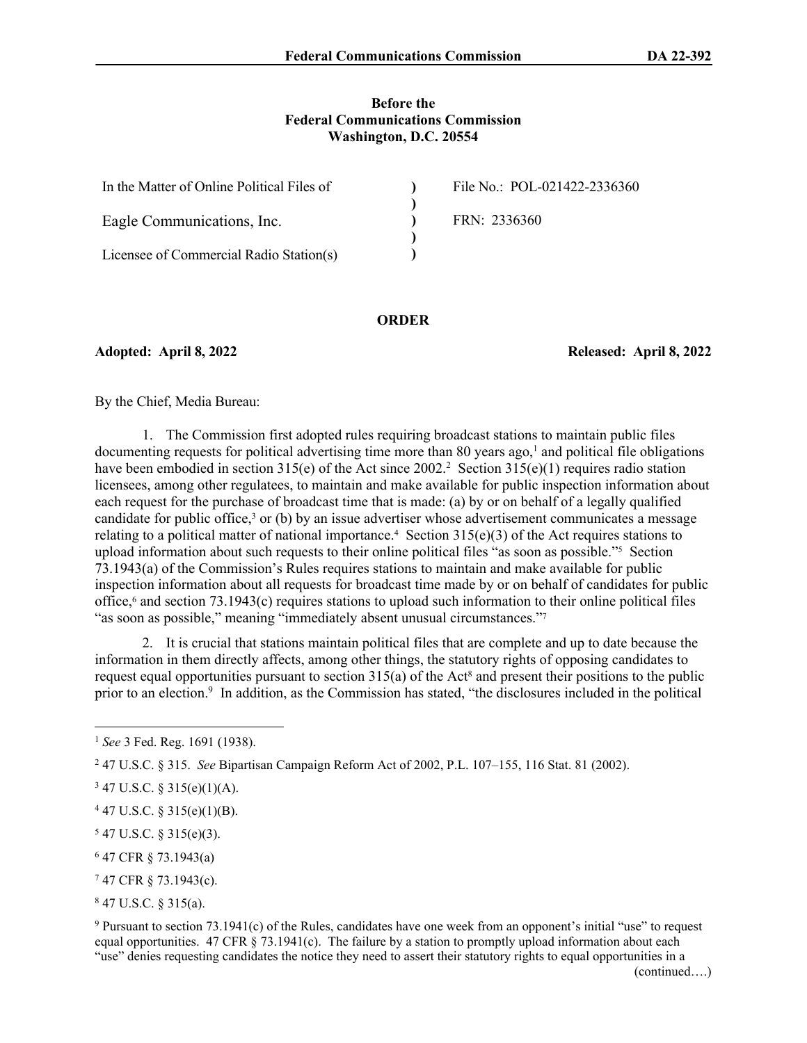**Before the**
**Federal Communications Commission**
**Washington, D.C. 20554**

| | | |
|---|---|---|
| In the Matter of Online Political Files of | ) | File No.: POL-021422-2336360 |
| | ) | |
| Eagle Communications, Inc. | ) | FRN: 2336360 |
| | ) | |
| Licensee of Commercial Radio Station(s) | ) | |

**ORDER**

**Adopted: April 8, 2022** **Released: April 8, 2022**

By the Chief, Media Bureau:

1. The Commission first adopted rules requiring broadcast stations to maintain public files documenting requests for political advertising time more than 80 years ago,[1] and political file obligations have been embodied in section 315(e) of the Act since 2002.[2] Section 315(e)(1) requires radio station licensees, among other regulatees, to maintain and make available for public inspection information about each request for the purchase of broadcast time that is made: (a) by or on behalf of a legally qualified candidate for public office,[3] or (b) by an issue advertiser whose advertisement communicates a message relating to a political matter of national importance.[4] Section 315(e)(3) of the Act requires stations to upload information about such requests to their online political files "as soon as possible."[5] Section 73.1943(a) of the Commission's Rules requires stations to maintain and make available for public inspection information about all requests for broadcast time made by or on behalf of candidates for public office,[6] and section 73.1943(c) requires stations to upload such information to their online political files "as soon as possible," meaning "immediately absent unusual circumstances."[7]

2. It is crucial that stations maintain political files that are complete and up to date because the information in them directly affects, among other things, the statutory rights of opposing candidates to request equal opportunities pursuant to section 315(a) of the Act[8] and present their positions to the public prior to an election.[9] In addition, as the Commission has stated, "the disclosures included in the political

---

[1] *See* 3 Fed. Reg. 1691 (1938).

[2] 47 U.S.C. § 315. *See* Bipartisan Campaign Reform Act of 2002, P.L. 107–155, 116 Stat. 81 (2002).

[3] 47 U.S.C. § 315(e)(1)(A).

[4] 47 U.S.C. § 315(e)(1)(B).

[5] 47 U.S.C. § 315(e)(3).

[6] 47 CFR § 73.1943(a)

[7] 47 CFR § 73.1943(c).

[8] 47 U.S.C. § 315(a).

[9] Pursuant to section 73.1941(c) of the Rules, candidates have one week from an opponent's initial "use" to request equal opportunities. 47 CFR § 73.1941(c). The failure by a station to promptly upload information about each "use" denies requesting candidates the notice they need to assert their statutory rights to equal opportunities in a

(continued….)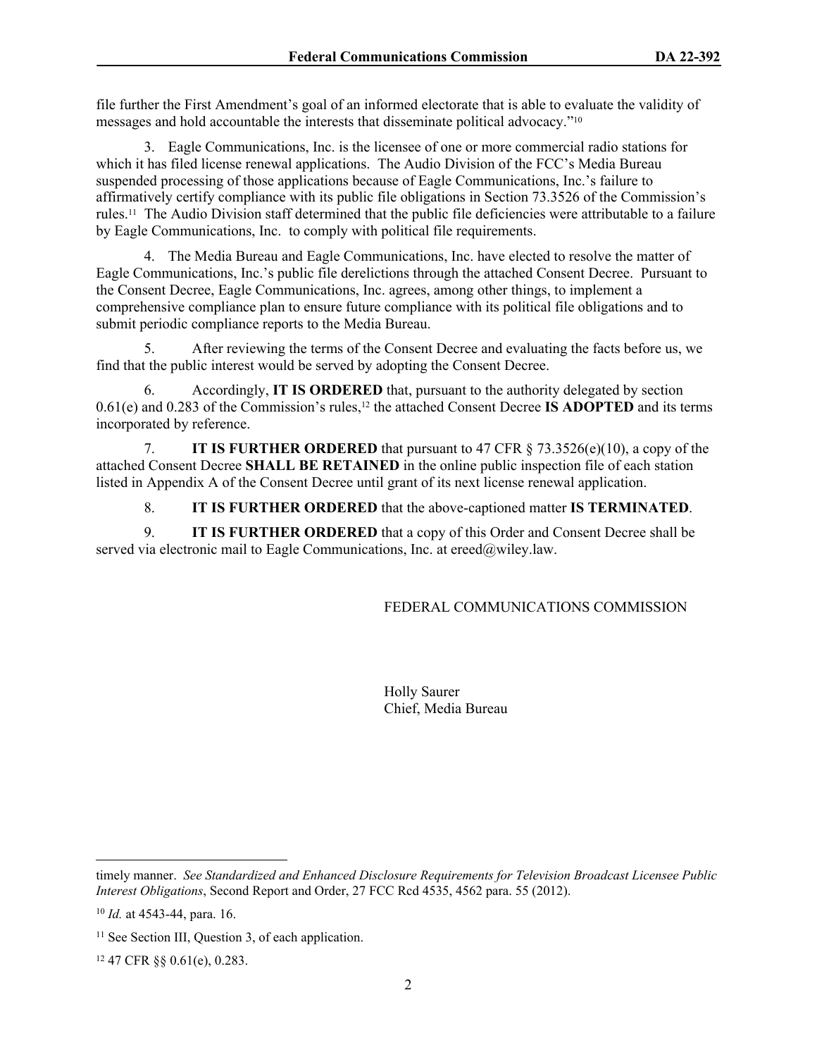file further the First Amendment's goal of an informed electorate that is able to evaluate the validity of messages and hold accountable the interests that disseminate political advocacy."[10]

3. Eagle Communications, Inc. is the licensee of one or more commercial radio stations for which it has filed license renewal applications. The Audio Division of the FCC's Media Bureau suspended processing of those applications because of Eagle Communications, Inc.'s failure to affirmatively certify compliance with its public file obligations in Section 73.3526 of the Commission's rules.[11] The Audio Division staff determined that the public file deficiencies were attributable to a failure by Eagle Communications, Inc. to comply with political file requirements.

4. The Media Bureau and Eagle Communications, Inc. have elected to resolve the matter of Eagle Communications, Inc.'s public file derelictions through the attached Consent Decree. Pursuant to the Consent Decree, Eagle Communications, Inc. agrees, among other things, to implement a comprehensive compliance plan to ensure future compliance with its political file obligations and to submit periodic compliance reports to the Media Bureau.

5. After reviewing the terms of the Consent Decree and evaluating the facts before us, we find that the public interest would be served by adopting the Consent Decree.

6. Accordingly, **IT IS ORDERED** that, pursuant to the authority delegated by section 0.61(e) and 0.283 of the Commission's rules,[12] the attached Consent Decree **IS ADOPTED** and its terms incorporated by reference.

7. **IT IS FURTHER ORDERED** that pursuant to 47 CFR § 73.3526(e)(10), a copy of the attached Consent Decree **SHALL BE RETAINED** in the online public inspection file of each station listed in Appendix A of the Consent Decree until grant of its next license renewal application.

8. **IT IS FURTHER ORDERED** that the above-captioned matter **IS TERMINATED**.

9. **IT IS FURTHER ORDERED** that a copy of this Order and Consent Decree shall be served via electronic mail to Eagle Communications, Inc. at ereed@wiley.law.

FEDERAL COMMUNICATIONS COMMISSION

Holly Saurer
Chief, Media Bureau

---

timely manner. *See Standardized and Enhanced Disclosure Requirements for Television Broadcast Licensee Public Interest Obligations*, Second Report and Order, 27 FCC Rcd 4535, 4562 para. 55 (2012).

[10] *Id.* at 4543-44, para. 16.

[11] See Section III, Question 3, of each application.

[12] 47 CFR §§ 0.61(e), 0.283.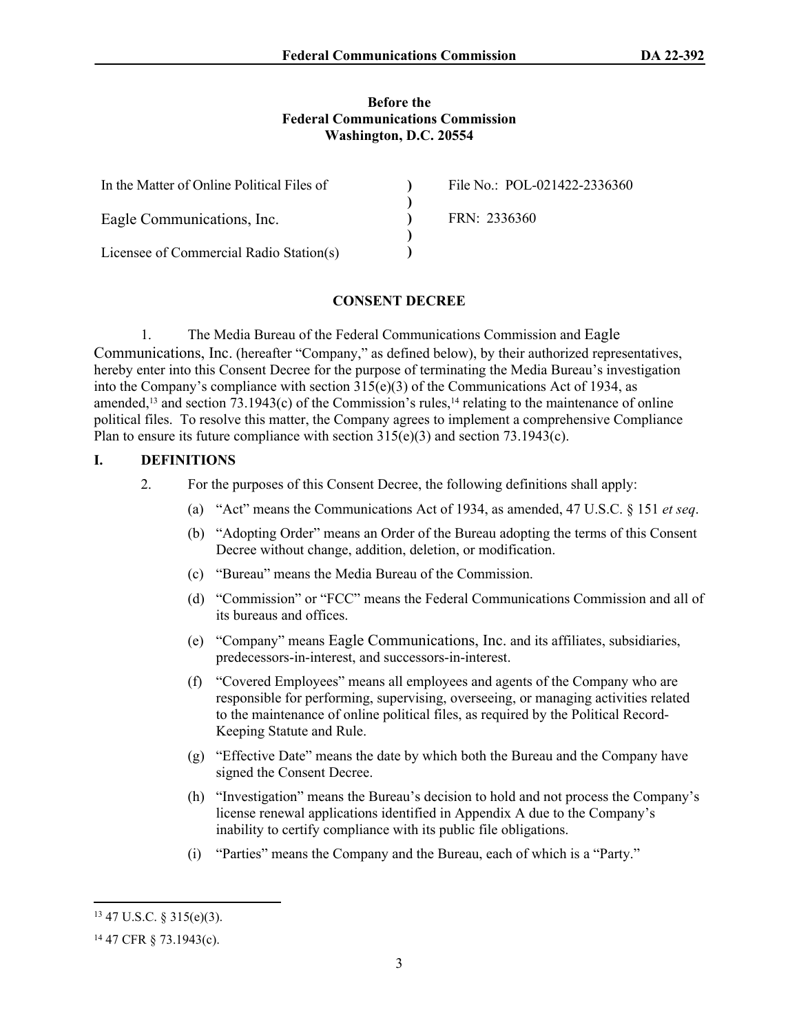**Before the**
**Federal Communications Commission**
**Washington, D.C. 20554**

| | | |
|---|---|---|
| In the Matter of Online Political Files of | ) | File No.: POL-021422-2336360 |
| | ) | |
| Eagle Communications, Inc. | ) | FRN: 2336360 |
| | ) | |
| Licensee of Commercial Radio Station(s) | ) | |

**CONSENT DECREE**

1. The Media Bureau of the Federal Communications Commission and Eagle Communications, Inc. (hereafter "Company," as defined below), by their authorized representatives, hereby enter into this Consent Decree for the purpose of terminating the Media Bureau's investigation into the Company's compliance with section 315(e)(3) of the Communications Act of 1934, as amended,[13] and section 73.1943(c) of the Commission's rules,[14] relating to the maintenance of online political files. To resolve this matter, the Company agrees to implement a comprehensive Compliance Plan to ensure its future compliance with section 315(e)(3) and section 73.1943(c).

## I. DEFINITIONS

2. For the purposes of this Consent Decree, the following definitions shall apply:

   (a) "Act" means the Communications Act of 1934, as amended, 47 U.S.C. § 151 *et seq*.

   (b) "Adopting Order" means an Order of the Bureau adopting the terms of this Consent Decree without change, addition, deletion, or modification.

   (c) "Bureau" means the Media Bureau of the Commission.

   (d) "Commission" or "FCC" means the Federal Communications Commission and all of its bureaus and offices.

   (e) "Company" means Eagle Communications, Inc. and its affiliates, subsidiaries, predecessors-in-interest, and successors-in-interest.

   (f) "Covered Employees" means all employees and agents of the Company who are responsible for performing, supervising, overseeing, or managing activities related to the maintenance of online political files, as required by the Political Record-Keeping Statute and Rule.

   (g) "Effective Date" means the date by which both the Bureau and the Company have signed the Consent Decree.

   (h) "Investigation" means the Bureau's decision to hold and not process the Company's license renewal applications identified in Appendix A due to the Company's inability to certify compliance with its public file obligations.

   (i) "Parties" means the Company and the Bureau, each of which is a "Party."

---

[13] 47 U.S.C. § 315(e)(3).

[14] 47 CFR § 73.1943(c).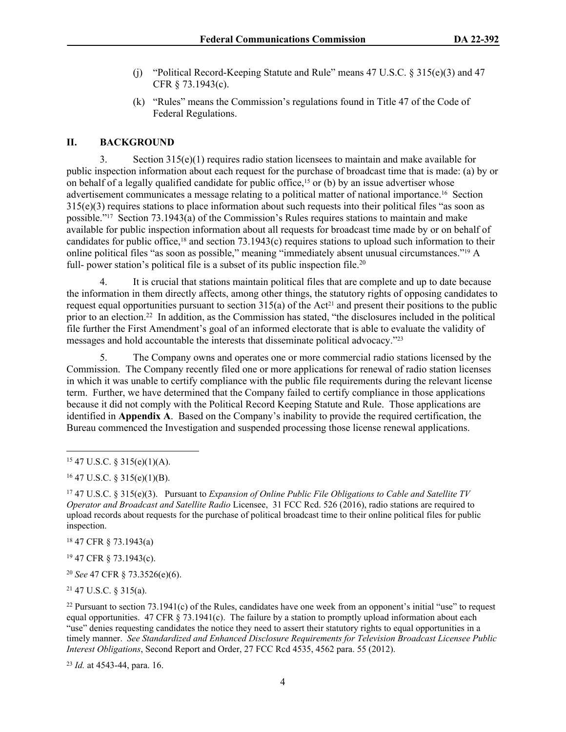(j) "Political Record-Keeping Statute and Rule" means 47 U.S.C. § 315(e)(3) and 47 CFR § 73.1943(c).

(k) "Rules" means the Commission's regulations found in Title 47 of the Code of Federal Regulations.

## II. BACKGROUND

3. Section 315(e)(1) requires radio station licensees to maintain and make available for public inspection information about each request for the purchase of broadcast time that is made: (a) by or on behalf of a legally qualified candidate for public office,[15] or (b) by an issue advertiser whose advertisement communicates a message relating to a political matter of national importance.[16] Section 315(e)(3) requires stations to place information about such requests into their political files "as soon as possible."[17] Section 73.1943(a) of the Commission's Rules requires stations to maintain and make available for public inspection information about all requests for broadcast time made by or on behalf of candidates for public office,[18] and section 73.1943(c) requires stations to upload such information to their online political files "as soon as possible," meaning "immediately absent unusual circumstances."[19] A full- power station's political file is a subset of its public inspection file.[20]

4. It is crucial that stations maintain political files that are complete and up to date because the information in them directly affects, among other things, the statutory rights of opposing candidates to request equal opportunities pursuant to section 315(a) of the Act[21] and present their positions to the public prior to an election.[22] In addition, as the Commission has stated, "the disclosures included in the political file further the First Amendment's goal of an informed electorate that is able to evaluate the validity of messages and hold accountable the interests that disseminate political advocacy."[23]

5. The Company owns and operates one or more commercial radio stations licensed by the Commission. The Company recently filed one or more applications for renewal of radio station licenses in which it was unable to certify compliance with the public file requirements during the relevant license term. Further, we have determined that the Company failed to certify compliance in those applications because it did not comply with the Political Record Keeping Statute and Rule. Those applications are identified in **Appendix A**. Based on the Company's inability to provide the required certification, the Bureau commenced the Investigation and suspended processing those license renewal applications.

---

[15] 47 U.S.C. § 315(e)(1)(A).

[16] 47 U.S.C. § 315(e)(1)(B).

[17] 47 U.S.C. § 315(e)(3). Pursuant to *Expansion of Online Public File Obligations to Cable and Satellite TV Operator and Broadcast and Satellite Radio* Licensee, 31 FCC Rcd. 526 (2016), radio stations are required to upload records about requests for the purchase of political broadcast time to their online political files for public inspection.

[18] 47 CFR § 73.1943(a)

[19] 47 CFR § 73.1943(c).

[20] *See* 47 CFR § 73.3526(e)(6).

[21] 47 U.S.C. § 315(a).

[22] Pursuant to section 73.1941(c) of the Rules, candidates have one week from an opponent's initial "use" to request equal opportunities. 47 CFR § 73.1941(c). The failure by a station to promptly upload information about each "use" denies requesting candidates the notice they need to assert their statutory rights to equal opportunities in a timely manner. *See Standardized and Enhanced Disclosure Requirements for Television Broadcast Licensee Public Interest Obligations*, Second Report and Order, 27 FCC Rcd 4535, 4562 para. 55 (2012).

[23] *Id.* at 4543-44, para. 16.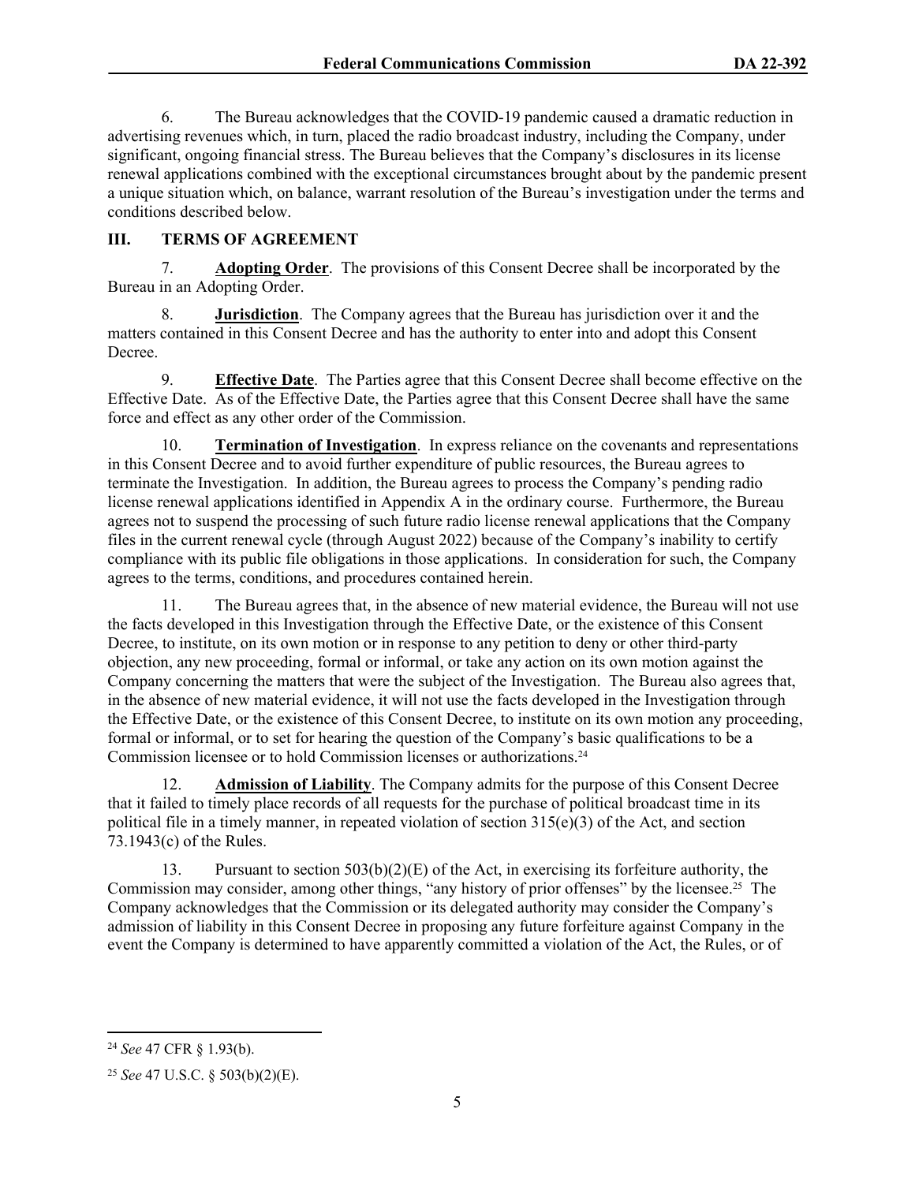6. The Bureau acknowledges that the COVID-19 pandemic caused a dramatic reduction in advertising revenues which, in turn, placed the radio broadcast industry, including the Company, under significant, ongoing financial stress. The Bureau believes that the Company's disclosures in its license renewal applications combined with the exceptional circumstances brought about by the pandemic present a unique situation which, on balance, warrant resolution of the Bureau's investigation under the terms and conditions described below.

## III. TERMS OF AGREEMENT

7. **Adopting Order**. The provisions of this Consent Decree shall be incorporated by the Bureau in an Adopting Order.

8. **Jurisdiction**. The Company agrees that the Bureau has jurisdiction over it and the matters contained in this Consent Decree and has the authority to enter into and adopt this Consent Decree.

9. **Effective Date**. The Parties agree that this Consent Decree shall become effective on the Effective Date. As of the Effective Date, the Parties agree that this Consent Decree shall have the same force and effect as any other order of the Commission.

10. **Termination of Investigation**. In express reliance on the covenants and representations in this Consent Decree and to avoid further expenditure of public resources, the Bureau agrees to terminate the Investigation. In addition, the Bureau agrees to process the Company's pending radio license renewal applications identified in Appendix A in the ordinary course. Furthermore, the Bureau agrees not to suspend the processing of such future radio license renewal applications that the Company files in the current renewal cycle (through August 2022) because of the Company's inability to certify compliance with its public file obligations in those applications. In consideration for such, the Company agrees to the terms, conditions, and procedures contained herein.

11. The Bureau agrees that, in the absence of new material evidence, the Bureau will not use the facts developed in this Investigation through the Effective Date, or the existence of this Consent Decree, to institute, on its own motion or in response to any petition to deny or other third-party objection, any new proceeding, formal or informal, or take any action on its own motion against the Company concerning the matters that were the subject of the Investigation. The Bureau also agrees that, in the absence of new material evidence, it will not use the facts developed in the Investigation through the Effective Date, or the existence of this Consent Decree, to institute on its own motion any proceeding, formal or informal, or to set for hearing the question of the Company's basic qualifications to be a Commission licensee or to hold Commission licenses or authorizations.[24]

12. **Admission of Liability**. The Company admits for the purpose of this Consent Decree that it failed to timely place records of all requests for the purchase of political broadcast time in its political file in a timely manner, in repeated violation of section 315(e)(3) of the Act, and section 73.1943(c) of the Rules.

13. Pursuant to section 503(b)(2)(E) of the Act, in exercising its forfeiture authority, the Commission may consider, among other things, "any history of prior offenses" by the licensee.[25] The Company acknowledges that the Commission or its delegated authority may consider the Company's admission of liability in this Consent Decree in proposing any future forfeiture against Company in the event the Company is determined to have apparently committed a violation of the Act, the Rules, or of

---

[24] *See* 47 CFR § 1.93(b).

[25] *See* 47 U.S.C. § 503(b)(2)(E).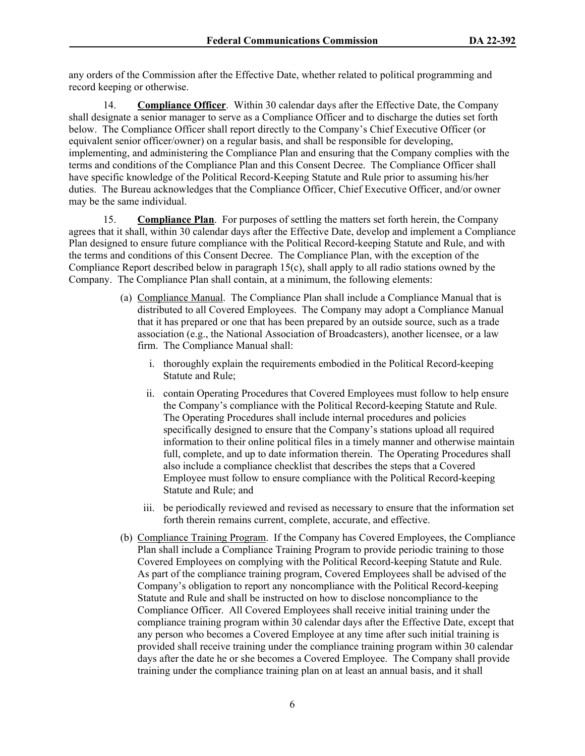any orders of the Commission after the Effective Date, whether related to political programming and record keeping or otherwise.

14. **Compliance Officer**. Within 30 calendar days after the Effective Date, the Company shall designate a senior manager to serve as a Compliance Officer and to discharge the duties set forth below. The Compliance Officer shall report directly to the Company's Chief Executive Officer (or equivalent senior officer/owner) on a regular basis, and shall be responsible for developing, implementing, and administering the Compliance Plan and ensuring that the Company complies with the terms and conditions of the Compliance Plan and this Consent Decree. The Compliance Officer shall have specific knowledge of the Political Record-Keeping Statute and Rule prior to assuming his/her duties. The Bureau acknowledges that the Compliance Officer, Chief Executive Officer, and/or owner may be the same individual.

15. **Compliance Plan**. For purposes of settling the matters set forth herein, the Company agrees that it shall, within 30 calendar days after the Effective Date, develop and implement a Compliance Plan designed to ensure future compliance with the Political Record-keeping Statute and Rule, and with the terms and conditions of this Consent Decree. The Compliance Plan, with the exception of the Compliance Report described below in paragraph 15(c), shall apply to all radio stations owned by the Company. The Compliance Plan shall contain, at a minimum, the following elements:

(a) Compliance Manual. The Compliance Plan shall include a Compliance Manual that is distributed to all Covered Employees. The Company may adopt a Compliance Manual that it has prepared or one that has been prepared by an outside source, such as a trade association (e.g., the National Association of Broadcasters), another licensee, or a law firm. The Compliance Manual shall:

   i. thoroughly explain the requirements embodied in the Political Record-keeping Statute and Rule;

   ii. contain Operating Procedures that Covered Employees must follow to help ensure the Company's compliance with the Political Record-keeping Statute and Rule. The Operating Procedures shall include internal procedures and policies specifically designed to ensure that the Company's stations upload all required information to their online political files in a timely manner and otherwise maintain full, complete, and up to date information therein. The Operating Procedures shall also include a compliance checklist that describes the steps that a Covered Employee must follow to ensure compliance with the Political Record-keeping Statute and Rule; and

   iii. be periodically reviewed and revised as necessary to ensure that the information set forth therein remains current, complete, accurate, and effective.

(b) Compliance Training Program. If the Company has Covered Employees, the Compliance Plan shall include a Compliance Training Program to provide periodic training to those Covered Employees on complying with the Political Record-keeping Statute and Rule. As part of the compliance training program, Covered Employees shall be advised of the Company's obligation to report any noncompliance with the Political Record-keeping Statute and Rule and shall be instructed on how to disclose noncompliance to the Compliance Officer. All Covered Employees shall receive initial training under the compliance training program within 30 calendar days after the Effective Date, except that any person who becomes a Covered Employee at any time after such initial training is provided shall receive training under the compliance training program within 30 calendar days after the date he or she becomes a Covered Employee. The Company shall provide training under the compliance training plan on at least an annual basis, and it shall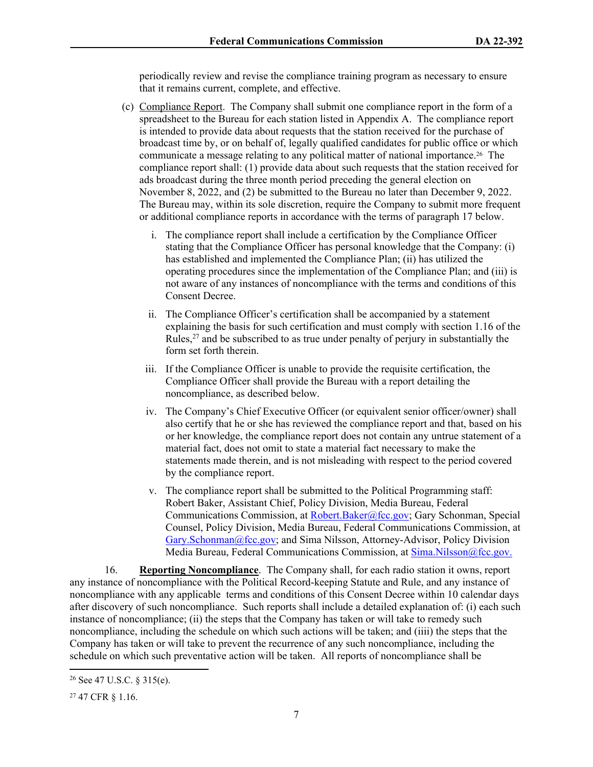periodically review and revise the compliance training program as necessary to ensure that it remains current, complete, and effective.

(c) Compliance Report. The Company shall submit one compliance report in the form of a spreadsheet to the Bureau for each station listed in Appendix A. The compliance report is intended to provide data about requests that the station received for the purchase of broadcast time by, or on behalf of, legally qualified candidates for public office or which communicate a message relating to any political matter of national importance.[26] The compliance report shall: (1) provide data about such requests that the station received for ads broadcast during the three month period preceding the general election on November 8, 2022, and (2) be submitted to the Bureau no later than December 9, 2022. The Bureau may, within its sole discretion, require the Company to submit more frequent or additional compliance reports in accordance with the terms of paragraph 17 below.

i. The compliance report shall include a certification by the Compliance Officer stating that the Compliance Officer has personal knowledge that the Company: (i) has established and implemented the Compliance Plan; (ii) has utilized the operating procedures since the implementation of the Compliance Plan; and (iii) is not aware of any instances of noncompliance with the terms and conditions of this Consent Decree.

ii. The Compliance Officer's certification shall be accompanied by a statement explaining the basis for such certification and must comply with section 1.16 of the Rules,[27] and be subscribed to as true under penalty of perjury in substantially the form set forth therein.

iii. If the Compliance Officer is unable to provide the requisite certification, the Compliance Officer shall provide the Bureau with a report detailing the noncompliance, as described below.

iv. The Company's Chief Executive Officer (or equivalent senior officer/owner) shall also certify that he or she has reviewed the compliance report and that, based on his or her knowledge, the compliance report does not contain any untrue statement of a material fact, does not omit to state a material fact necessary to make the statements made therein, and is not misleading with respect to the period covered by the compliance report.

v. The compliance report shall be submitted to the Political Programming staff: Robert Baker, Assistant Chief, Policy Division, Media Bureau, Federal Communications Commission, at Robert.Baker@fcc.gov; Gary Schonman, Special Counsel, Policy Division, Media Bureau, Federal Communications Commission, at Gary.Schonman@fcc.gov; and Sima Nilsson, Attorney-Advisor, Policy Division Media Bureau, Federal Communications Commission, at Sima.Nilsson@fcc.gov.

16. **Reporting Noncompliance**. The Company shall, for each radio station it owns, report any instance of noncompliance with the Political Record-keeping Statute and Rule, and any instance of noncompliance with any applicable terms and conditions of this Consent Decree within 10 calendar days after discovery of such noncompliance. Such reports shall include a detailed explanation of: (i) each such instance of noncompliance; (ii) the steps that the Company has taken or will take to remedy such noncompliance, including the schedule on which such actions will be taken; and (iiii) the steps that the Company has taken or will take to prevent the recurrence of any such noncompliance, including the schedule on which such preventative action will be taken. All reports of noncompliance shall be

[26] See 47 U.S.C. § 315(e).

[27] 47 CFR § 1.16.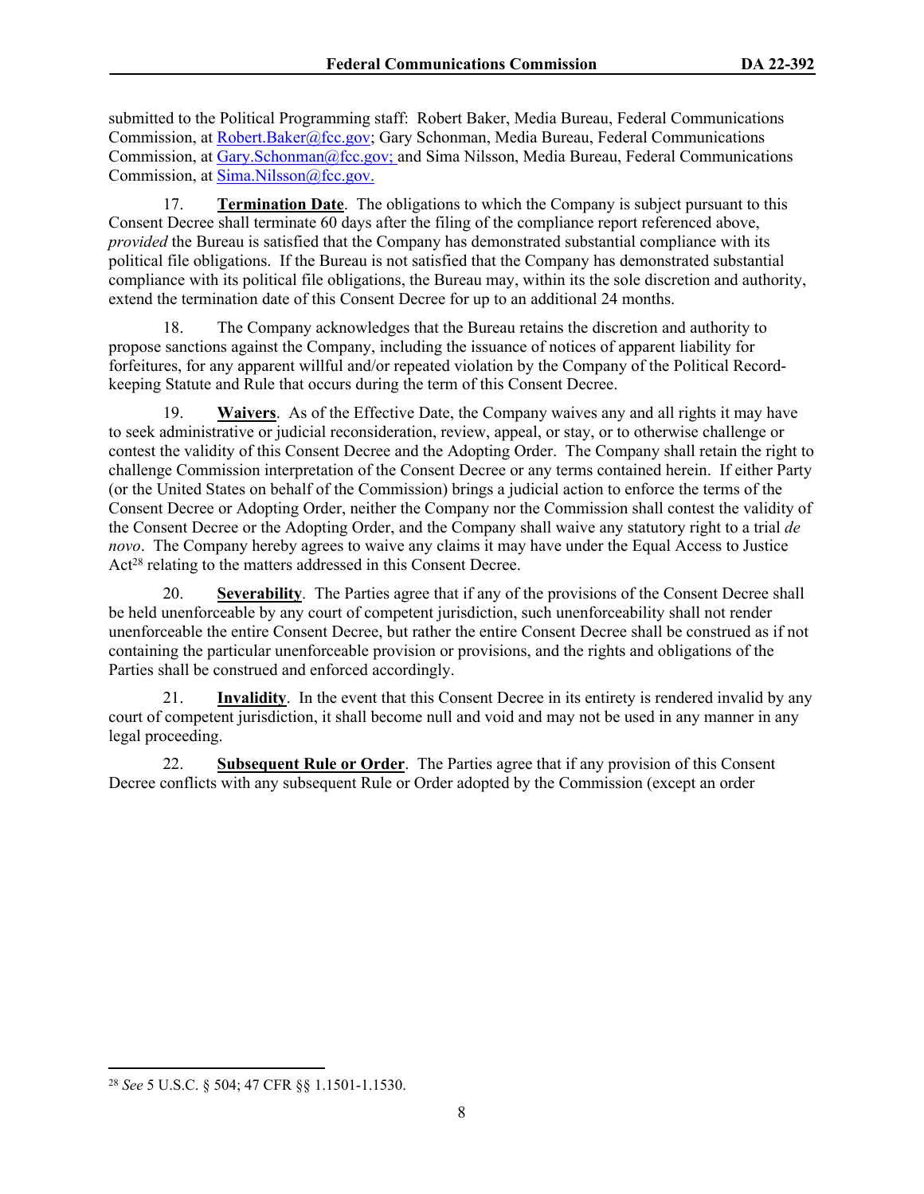submitted to the Political Programming staff: Robert Baker, Media Bureau, Federal Communications Commission, at Robert.Baker@fcc.gov; Gary Schonman, Media Bureau, Federal Communications Commission, at Gary.Schonman@fcc.gov; and Sima Nilsson, Media Bureau, Federal Communications Commission, at Sima.Nilsson@fcc.gov.

17. **Termination Date**. The obligations to which the Company is subject pursuant to this Consent Decree shall terminate 60 days after the filing of the compliance report referenced above, *provided* the Bureau is satisfied that the Company has demonstrated substantial compliance with its political file obligations. If the Bureau is not satisfied that the Company has demonstrated substantial compliance with its political file obligations, the Bureau may, within its the sole discretion and authority, extend the termination date of this Consent Decree for up to an additional 24 months.

18. The Company acknowledges that the Bureau retains the discretion and authority to propose sanctions against the Company, including the issuance of notices of apparent liability for forfeitures, for any apparent willful and/or repeated violation by the Company of the Political Record-keeping Statute and Rule that occurs during the term of this Consent Decree.

19. **Waivers**. As of the Effective Date, the Company waives any and all rights it may have to seek administrative or judicial reconsideration, review, appeal, or stay, or to otherwise challenge or contest the validity of this Consent Decree and the Adopting Order. The Company shall retain the right to challenge Commission interpretation of the Consent Decree or any terms contained herein. If either Party (or the United States on behalf of the Commission) brings a judicial action to enforce the terms of the Consent Decree or Adopting Order, neither the Company nor the Commission shall contest the validity of the Consent Decree or the Adopting Order, and the Company shall waive any statutory right to a trial *de novo*. The Company hereby agrees to waive any claims it may have under the Equal Access to Justice Act[28] relating to the matters addressed in this Consent Decree.

20. **Severability**. The Parties agree that if any of the provisions of the Consent Decree shall be held unenforceable by any court of competent jurisdiction, such unenforceability shall not render unenforceable the entire Consent Decree, but rather the entire Consent Decree shall be construed as if not containing the particular unenforceable provision or provisions, and the rights and obligations of the Parties shall be construed and enforced accordingly.

21. **Invalidity**. In the event that this Consent Decree in its entirety is rendered invalid by any court of competent jurisdiction, it shall become null and void and may not be used in any manner in any legal proceeding.

22. **Subsequent Rule or Order**. The Parties agree that if any provision of this Consent Decree conflicts with any subsequent Rule or Order adopted by the Commission (except an order

---

[28] *See* 5 U.S.C. § 504; 47 CFR §§ 1.1501-1.1530.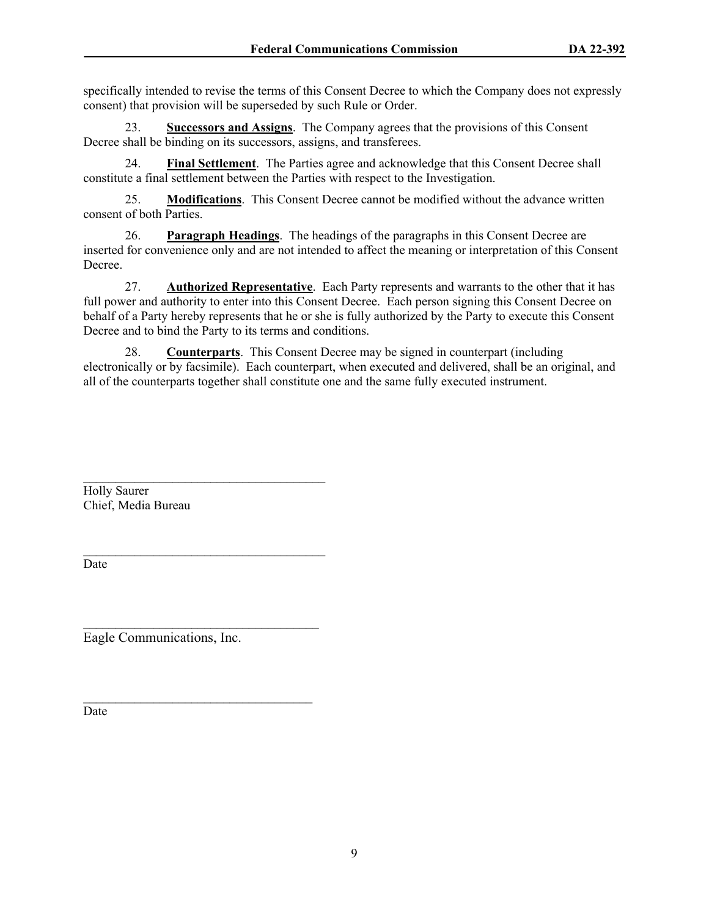specifically intended to revise the terms of this Consent Decree to which the Company does not expressly consent) that provision will be superseded by such Rule or Order.

23. **Successors and Assigns**. The Company agrees that the provisions of this Consent Decree shall be binding on its successors, assigns, and transferees.

24. **Final Settlement**. The Parties agree and acknowledge that this Consent Decree shall constitute a final settlement between the Parties with respect to the Investigation.

25. **Modifications**. This Consent Decree cannot be modified without the advance written consent of both Parties.

26. **Paragraph Headings**. The headings of the paragraphs in this Consent Decree are inserted for convenience only and are not intended to affect the meaning or interpretation of this Consent Decree.

27. **Authorized Representative**. Each Party represents and warrants to the other that it has full power and authority to enter into this Consent Decree. Each person signing this Consent Decree on behalf of a Party hereby represents that he or she is fully authorized by the Party to execute this Consent Decree and to bind the Party to its terms and conditions.

28. **Counterparts**. This Consent Decree may be signed in counterpart (including electronically or by facsimile). Each counterpart, when executed and delivered, shall be an original, and all of the counterparts together shall constitute one and the same fully executed instrument.

\_\_\_\_\_\_\_\_\_\_\_\_\_\_\_\_\_\_\_\_\_\_\_\_\_\_\_\_\_\_\_\_\_\_\_\_\_\_
Holly Saurer
Chief, Media Bureau

\_\_\_\_\_\_\_\_\_\_\_\_\_\_\_\_\_\_\_\_\_\_\_\_\_\_\_\_\_\_\_\_\_\_\_\_\_\_
Date

\_\_\_\_\_\_\_\_\_\_\_\_\_\_\_\_\_\_\_\_\_\_\_\_\_\_\_\_\_\_\_\_\_\_\_\_\_\_
Eagle Communications, Inc.

\_\_\_\_\_\_\_\_\_\_\_\_\_\_\_\_\_\_\_\_\_\_\_\_\_\_\_\_\_\_\_\_\_\_\_\_\_\_
Date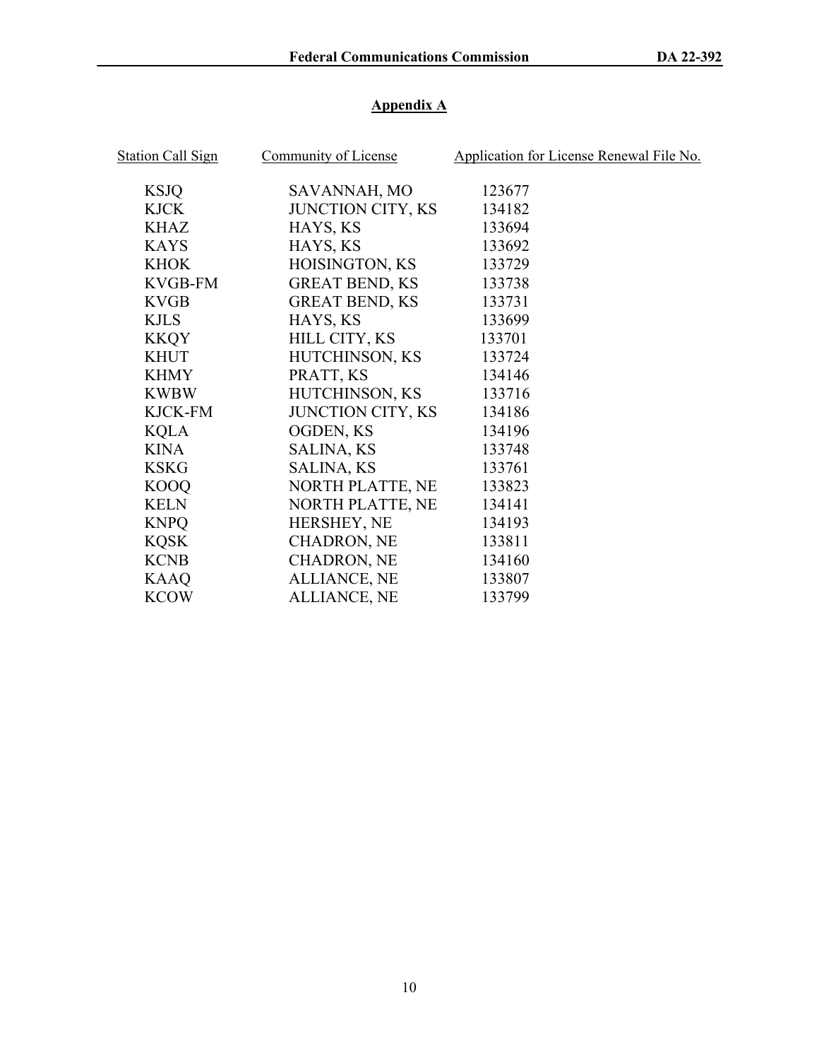## Appendix A

| Station Call Sign | Community of License | Application for License Renewal File No. |
|---|---|---|
| KSJQ | SAVANNAH, MO | 123677 |
| KJCK | JUNCTION CITY, KS | 134182 |
| KHAZ | HAYS, KS | 133694 |
| KAYS | HAYS, KS | 133692 |
| KHOK | HOISINGTON, KS | 133729 |
| KVGB-FM | GREAT BEND, KS | 133738 |
| KVGB | GREAT BEND, KS | 133731 |
| KJLS | HAYS, KS | 133699 |
| KKQY | HILL CITY, KS | 133701 |
| KHUT | HUTCHINSON, KS | 133724 |
| KHMY | PRATT, KS | 134146 |
| KWBW | HUTCHINSON, KS | 133716 |
| KJCK-FM | JUNCTION CITY, KS | 134186 |
| KQLA | OGDEN, KS | 134196 |
| KINA | SALINA, KS | 133748 |
| KSKG | SALINA, KS | 133761 |
| KOOQ | NORTH PLATTE, NE | 133823 |
| KELN | NORTH PLATTE, NE | 134141 |
| KNPQ | HERSHEY, NE | 134193 |
| KQSK | CHADRON, NE | 133811 |
| KCNB | CHADRON, NE | 134160 |
| KAAQ | ALLIANCE, NE | 133807 |
| KCOW | ALLIANCE, NE | 133799 |